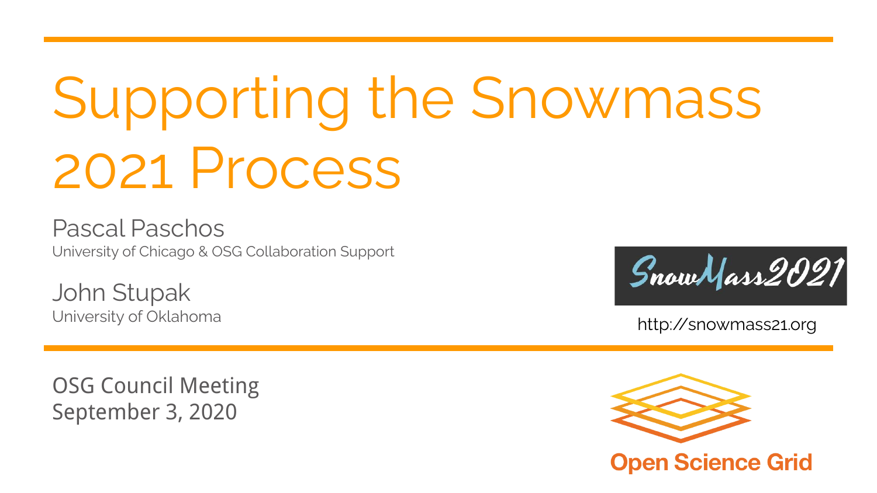# Supporting the Snowmass 2021 Process

Pascal Paschos
University of Chicago & OSG Collaboration Support

John Stupak
University of Oklahoma

SnowMass2021

http://snowmass21.org

OSG Council Meeting
September 3, 2020

Open Science Grid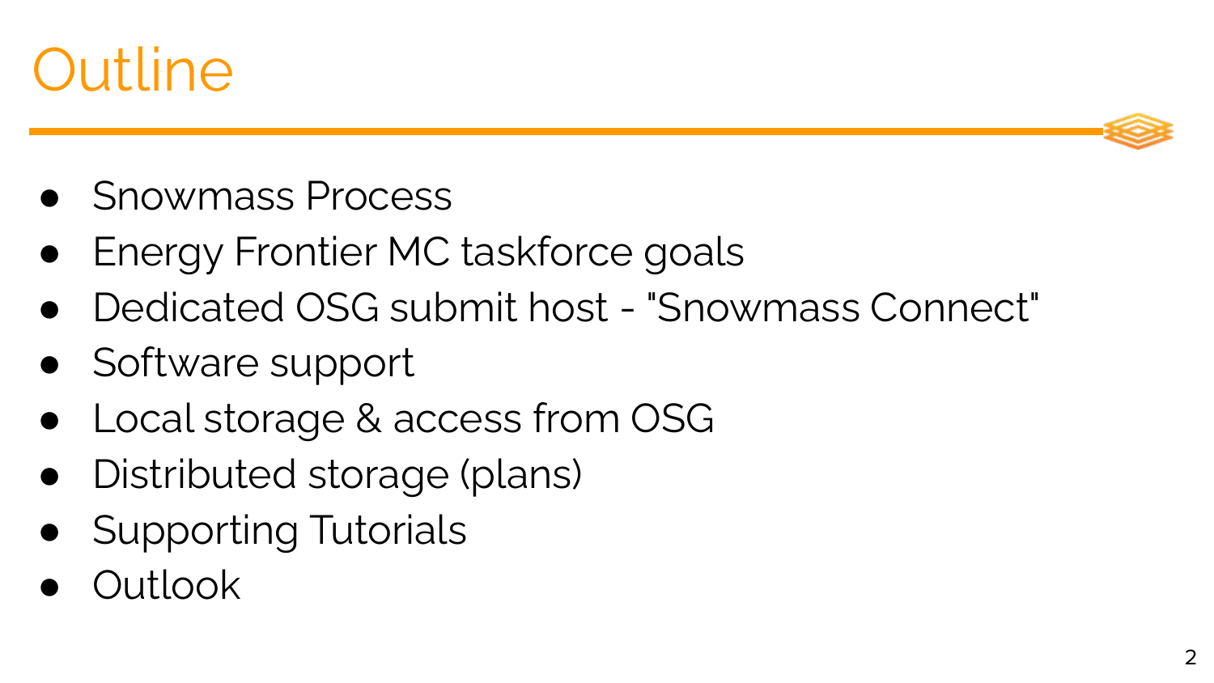# Outline

- Snowmass Process
- Energy Frontier MC taskforce goals
- Dedicated OSG submit host - "Snowmass Connect"
- Software support
- Local storage & access from OSG
- Distributed storage (plans)
- Supporting Tutorials
- Outlook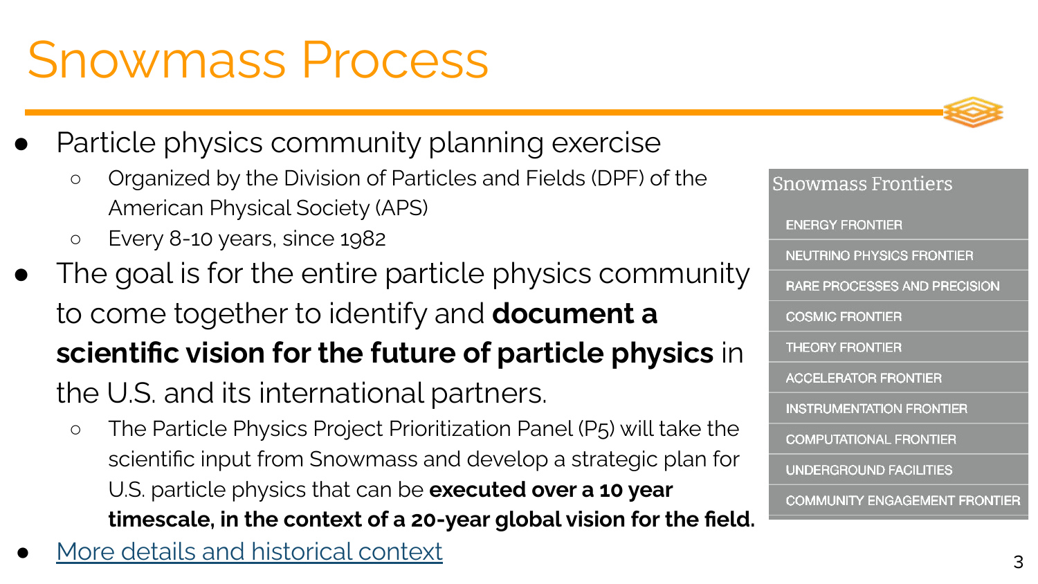# Snowmass Process

- Particle physics community planning exercise
  - Organized by the Division of Particles and Fields (DPF) of the American Physical Society (APS)
  - Every 8-10 years, since 1982
- The goal is for the entire particle physics community to come together to identify and **document a scientific vision for the future of particle physics** in the U.S. and its international partners.
  - The Particle Physics Project Prioritization Panel (P5) will take the scientific input from Snowmass and develop a strategic plan for U.S. particle physics that can be **executed over a 10 year timescale, in the context of a 20-year global vision for the field.**
- More details and historical context

## Snowmass Frontiers

- ENERGY FRONTIER
- NEUTRINO PHYSICS FRONTIER
- RARE PROCESSES AND PRECISION
- COSMIC FRONTIER
- THEORY FRONTIER
- ACCELERATOR FRONTIER
- INSTRUMENTATION FRONTIER
- COMPUTATIONAL FRONTIER
- UNDERGROUND FACILITIES
- COMMUNITY ENGAGEMENT FRONTIER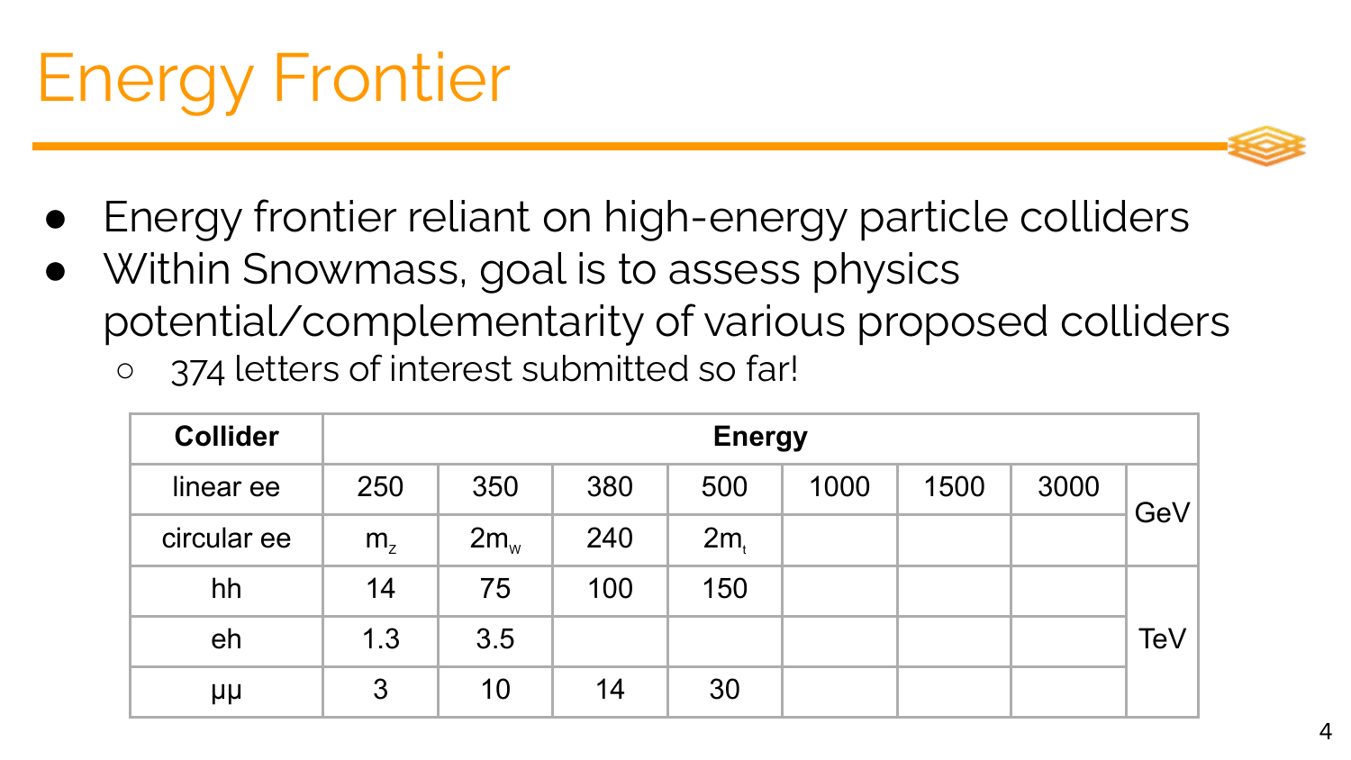# Energy Frontier

- Energy frontier reliant on high-energy particle colliders
- Within Snowmass, goal is to assess physics potential/complementarity of various proposed colliders
  - 374 letters of interest submitted so far!

| Collider | Energy | | | | | | | |
|---|---|---|---|---|---|---|---|---|
| linear ee | 250 | 350 | 380 | 500 | 1000 | 1500 | 3000 | GeV |
| circular ee | $m_z$ | $2m_w$ | 240 | $2m_t$ | | | | |
| hh | 14 | 75 | 100 | 150 | | | | TeV |
| eh | 1.3 | 3.5 | | | | | | |
| μμ | 3 | 10 | 14 | 30 | | | | |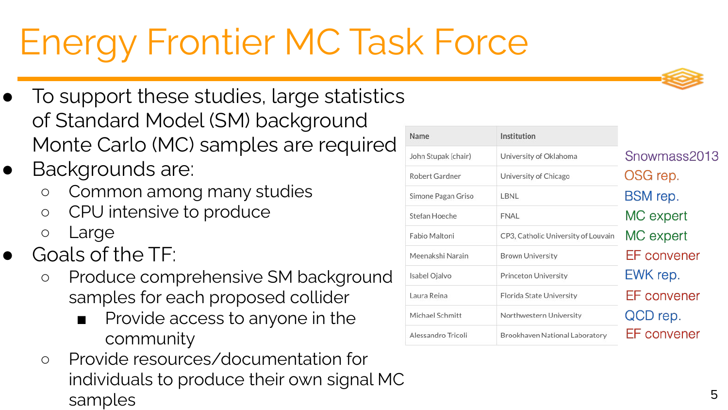# Energy Frontier MC Task Force

- To support these studies, large statistics of Standard Model (SM) background Monte Carlo (MC) samples are required
- Backgrounds are:
  - Common among many studies
  - CPU intensive to produce
  - Large
- Goals of the TF:
  - Produce comprehensive SM background samples for each proposed collider
    - Provide access to anyone in the community
  - Provide resources/documentation for individuals to produce their own signal MC samples

| Name | Institution | |
|---|---|---|
| John Stupak (chair) | University of Oklahoma | Snowmass2013 |
| Robert Gardner | University of Chicago | OSG rep. |
| Simone Pagan Griso | LBNL | BSM rep. |
| Stefan Hoeche | FNAL | MC expert |
| Fabio Maltoni | CP3, Catholic University of Louvain | MC expert |
| Meenakshi Narain | Brown University | EF convener |
| Isabel Ojalvo | Princeton University | EWK rep. |
| Laura Reina | Florida State University | EF convener |
| Michael Schmitt | Northwestern University | QCD rep. |
| Alessandro Tricoli | Brookhaven National Laboratory | EF convener |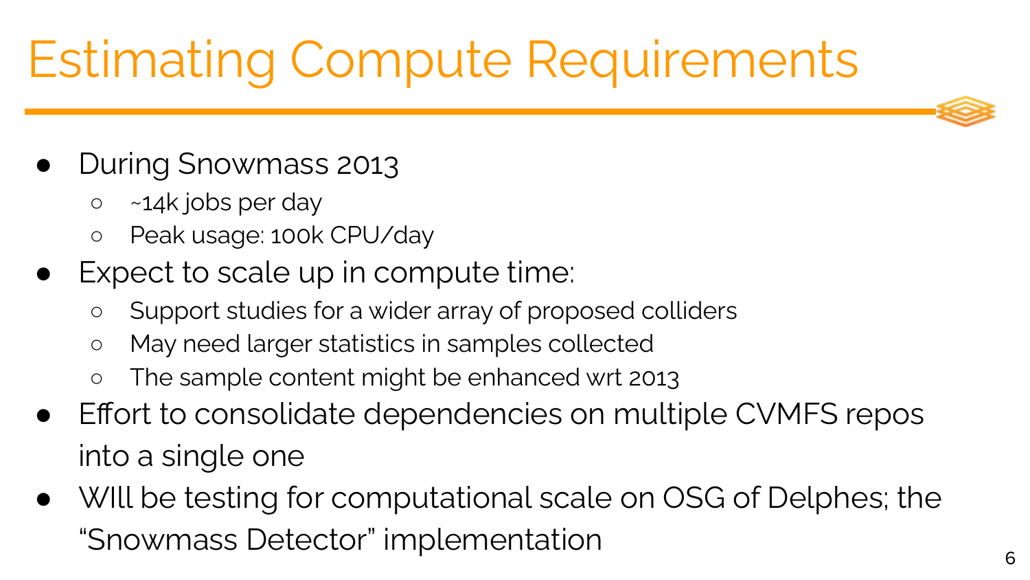# Estimating Compute Requirements

- During Snowmass 2013
  - ~14k jobs per day
  - Peak usage: 100k CPU/day
- Expect to scale up in compute time:
  - Support studies for a wider array of proposed colliders
  - May need larger statistics in samples collected
  - The sample content might be enhanced wrt 2013
- Effort to consolidate dependencies on multiple CVMFS repos into a single one
- WIll be testing for computational scale on OSG of Delphes; the “Snowmass Detector” implementation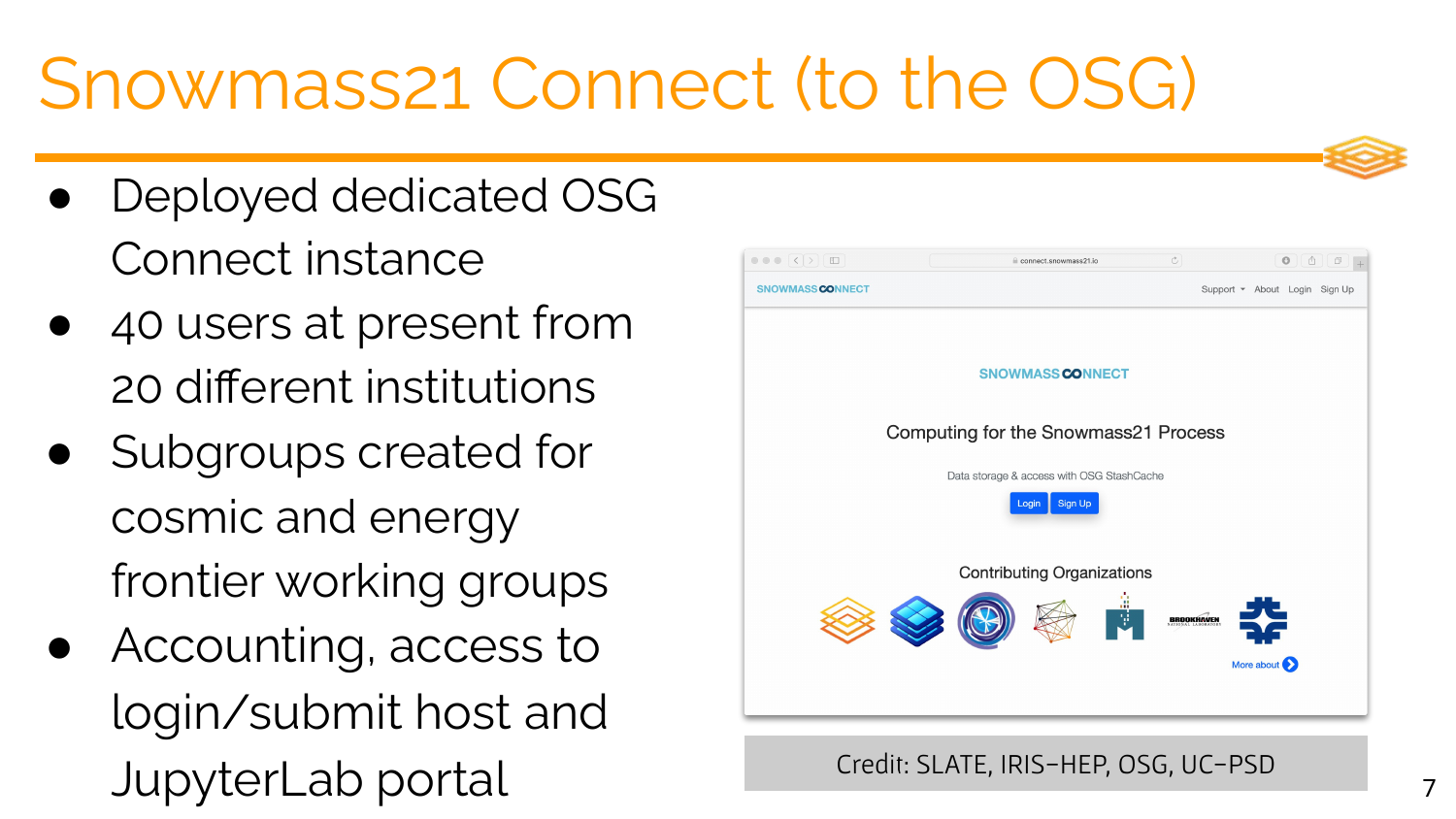# Snowmass21 Connect (to the OSG)

- Deployed dedicated OSG Connect instance
- 40 users at present from 20 different institutions
- Subgroups created for cosmic and energy frontier working groups
- Accounting, access to login/submit host and JupyterLab portal

Credit: SLATE, IRIS-HEP, OSG, UC-PSD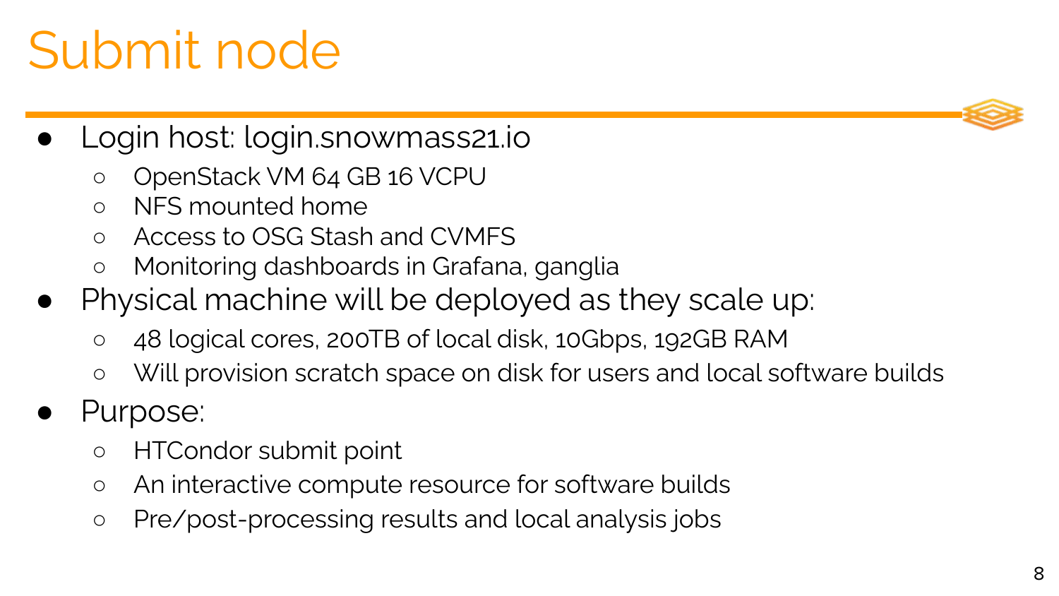# Submit node

- Login host: login.snowmass21.io
  - OpenStack VM 64 GB 16 VCPU
  - NFS mounted home
  - Access to OSG Stash and CVMFS
  - Monitoring dashboards in Grafana, ganglia
- Physical machine will be deployed as they scale up:
  - 48 logical cores, 200TB of local disk, 10Gbps, 192GB RAM
  - Will provision scratch space on disk for users and local software builds
- Purpose:
  - HTCondor submit point
  - An interactive compute resource for software builds
  - Pre/post-processing results and local analysis jobs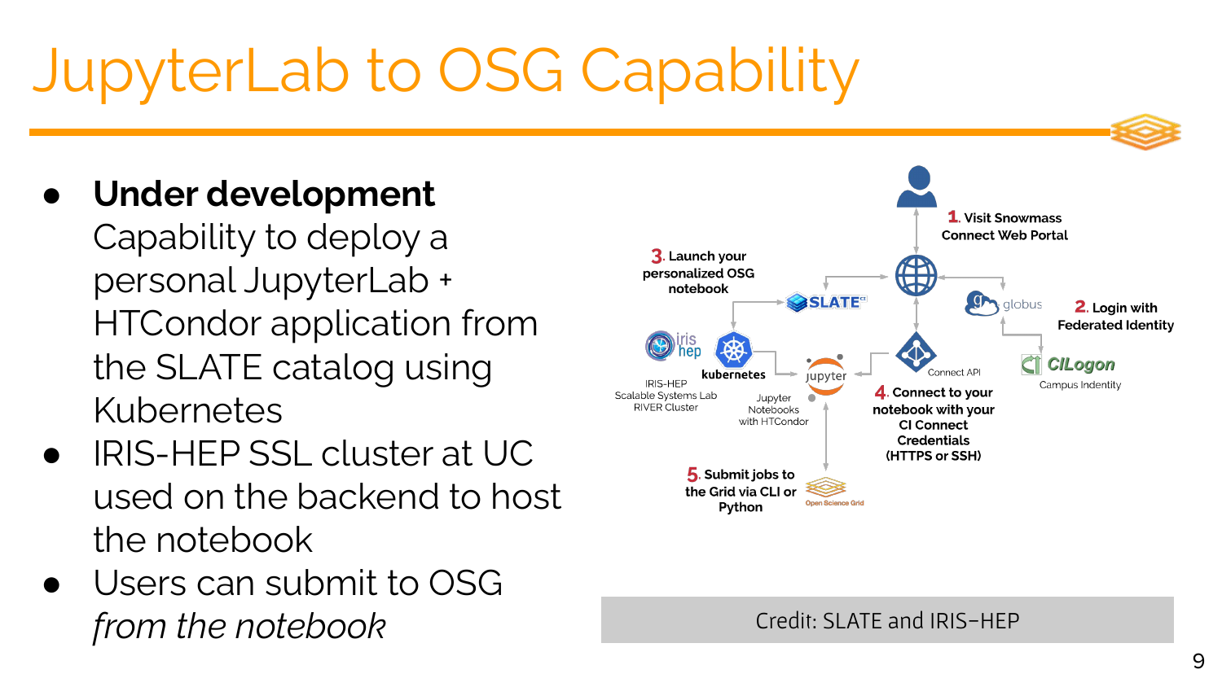# JupyterLab to OSG Capability

- **Under development** Capability to deploy a personal JupyterLab + HTCondor application from the SLATE catalog using Kubernetes
- IRIS-HEP SSL cluster at UC used on the backend to host the notebook
- Users can submit to OSG *from the notebook*

1. Visit Snowmass Connect Web Portal
2. Login with Federated Identity
3. Launch your personalized OSG notebook
4. Connect to your notebook with your CI Connect Credentials (HTTPS or SSH)
5. Submit jobs to the Grid via CLI or Python

Credit: SLATE and IRIS-HEP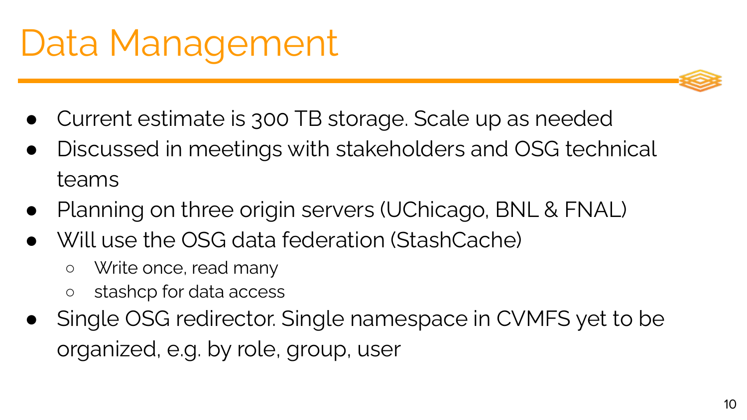# Data Management

- Current estimate is 300 TB storage. Scale up as needed
- Discussed in meetings with stakeholders and OSG technical teams
- Planning on three origin servers (UChicago, BNL & FNAL)
- Will use the OSG data federation (StashCache)
  - Write once, read many
  - stashcp for data access
- Single OSG redirector. Single namespace in CVMFS yet to be organized, e.g. by role, group, user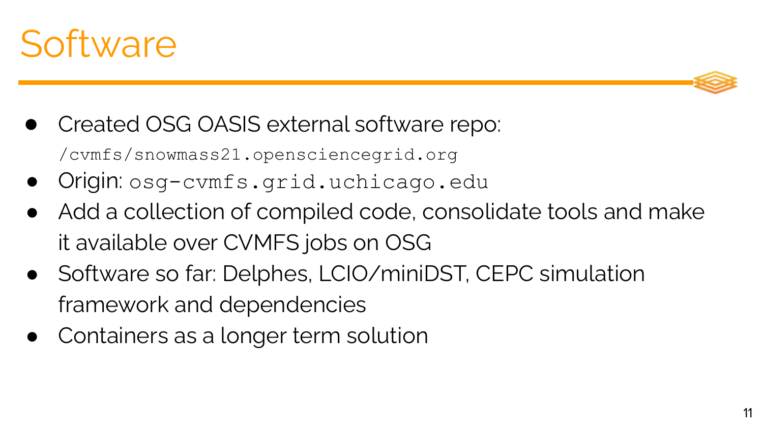# Software

- Created OSG OASIS external software repo: `/cvmfs/snowmass21.opensciencegrid.org`
- Origin: `osg-cvmfs.grid.uchicago.edu`
- Add a collection of compiled code, consolidate tools and make it available over CVMFS jobs on OSG
- Software so far: Delphes, LCIO/miniDST, CEPC simulation framework and dependencies
- Containers as a longer term solution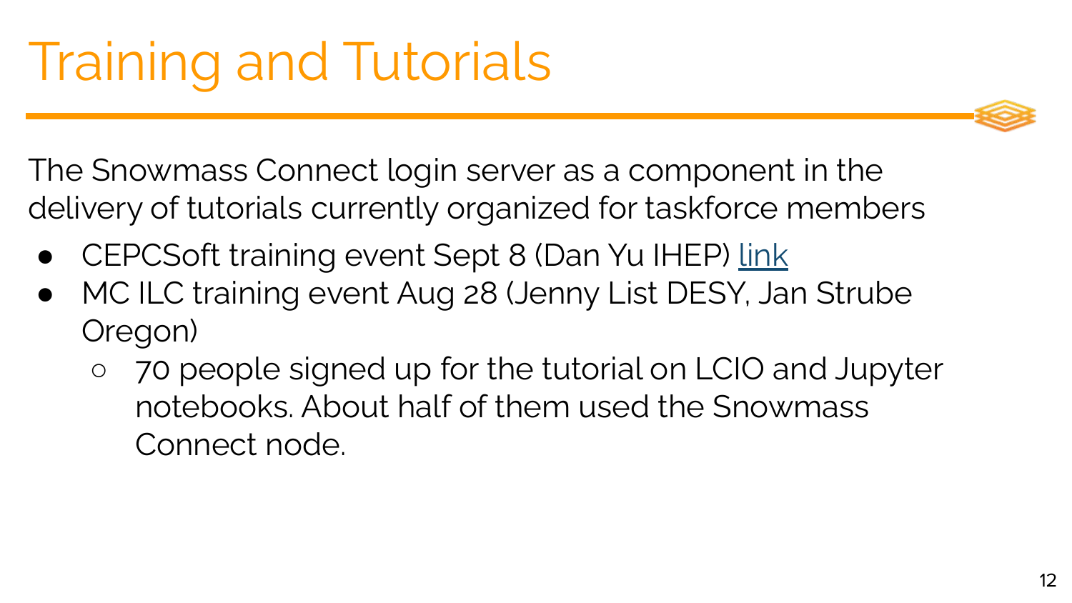# Training and Tutorials

The Snowmass Connect login server as a component in the delivery of tutorials currently organized for taskforce members

- CEPCSoft training event Sept 8 (Dan Yu IHEP) link
- MC ILC training event Aug 28 (Jenny List DESY, Jan Strube Oregon)
  - 70 people signed up for the tutorial on LCIO and Jupyter notebooks. About half of them used the Snowmass Connect node.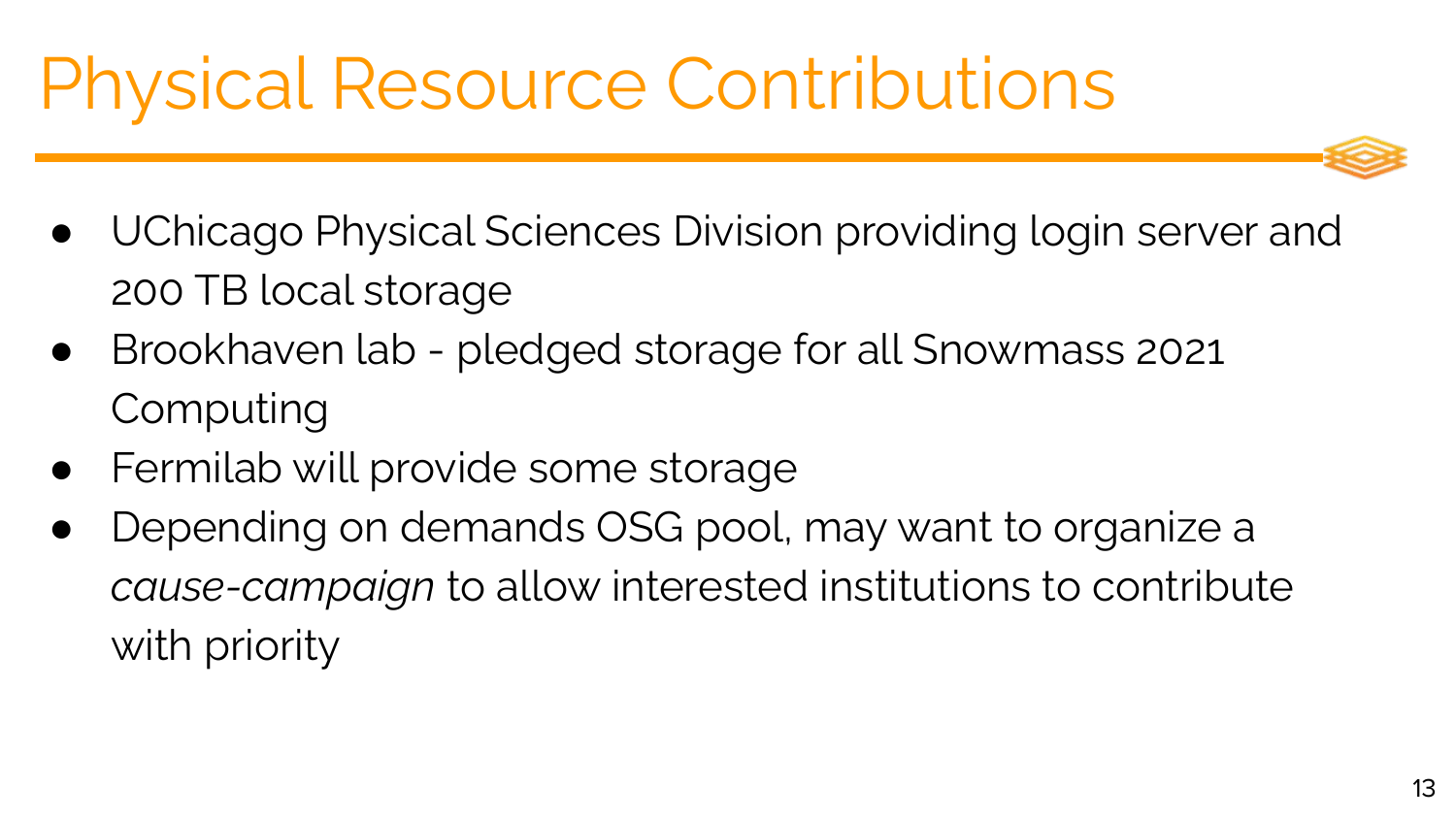# Physical Resource Contributions

- UChicago Physical Sciences Division providing login server and 200 TB local storage
- Brookhaven lab - pledged storage for all Snowmass 2021 Computing
- Fermilab will provide some storage
- Depending on demands OSG pool, may want to organize a *cause-campaign* to allow interested institutions to contribute with priority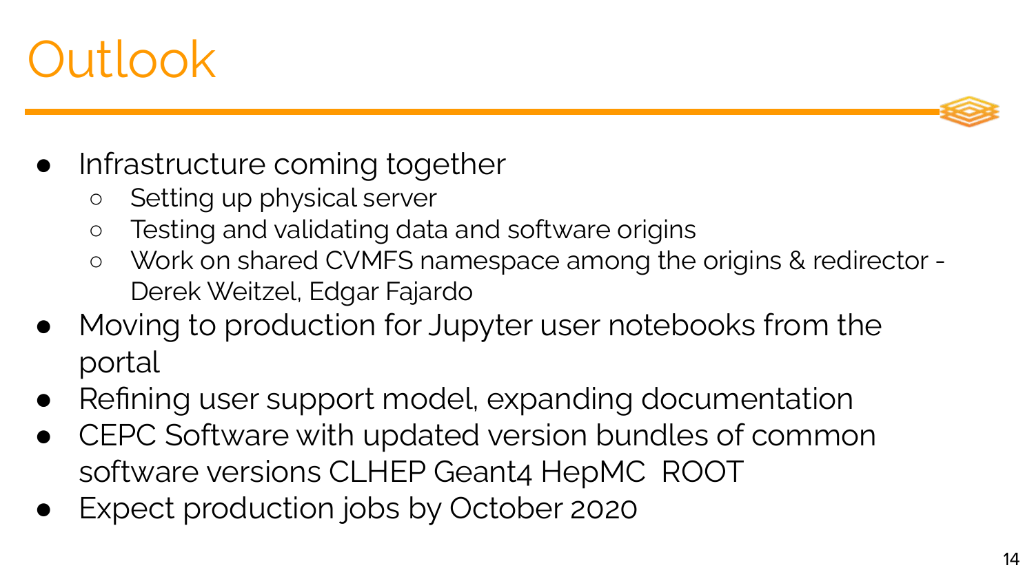# Outlook

- Infrastructure coming together
  - Setting up physical server
  - Testing and validating data and software origins
  - Work on shared CVMFS namespace among the origins & redirector - Derek Weitzel, Edgar Fajardo
- Moving to production for Jupyter user notebooks from the portal
- Refining user support model, expanding documentation
- CEPC Software with updated version bundles of common software versions CLHEP Geant4 HepMC ROOT
- Expect production jobs by October 2020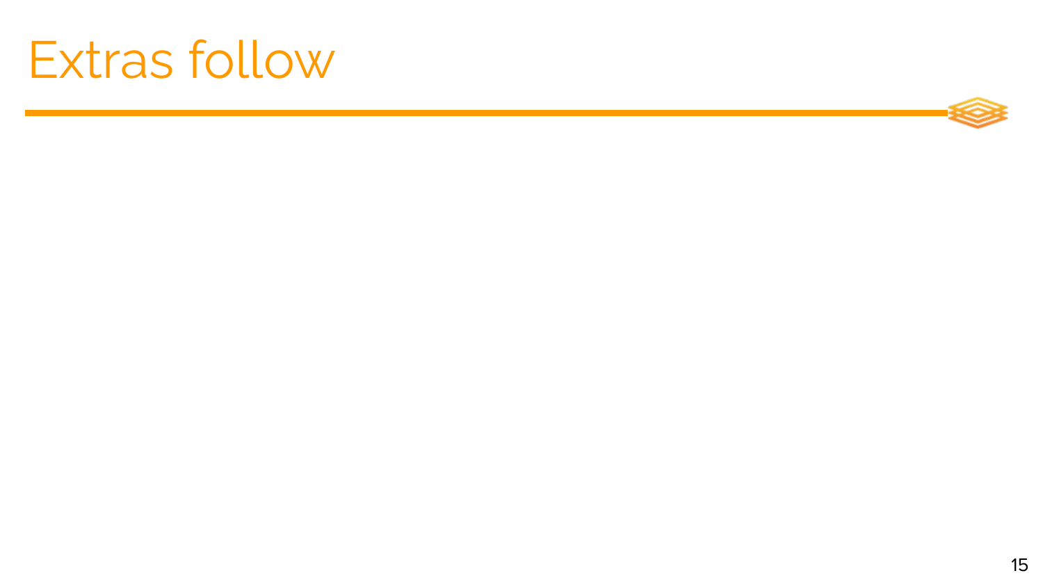# Extras follow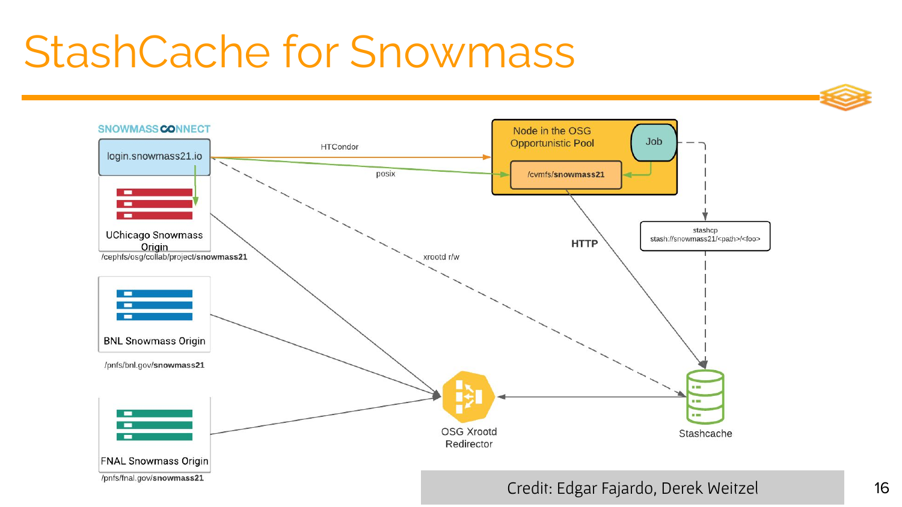# StashCache for Snowmass

SNOWMASS CONNECT

login.snowmass21.io

UChicago Snowmass Origin

/cephfs/osg/collab/project/**snowmass21**

BNL Snowmass Origin

/pnfs/bnl.gov/**snowmass21**

FNAL Snowmass Origin

/pnfs/fnal.gov/**snowmass21**

HTCondor

posix

xrootd r/w

Node in the OSG Opportunistic Pool

Job

/cvmfs/**snowmass21**

HTTP

stashcp
stash://snowmass21/<path>/<foo>

OSG Xrootd Redirector

Stashcache

Credit: Edgar Fajardo, Derek Weitzel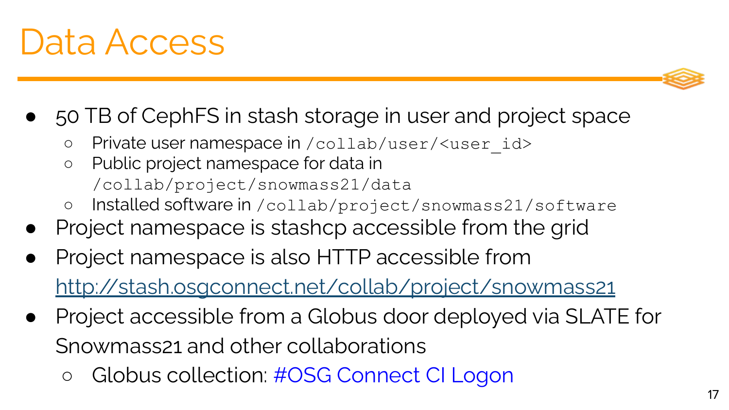# Data Access

- 50 TB of CephFS in stash storage in user and project space
  - Private user namespace in `/collab/user/<user_id>`
  - Public project namespace for data in `/collab/project/snowmass21/data`
  - Installed software in `/collab/project/snowmass21/software`
- Project namespace is stashcp accessible from the grid
- Project namespace is also HTTP accessible from http://stash.osgconnect.net/collab/project/snowmass21
- Project accessible from a Globus door deployed via SLATE for Snowmass21 and other collaborations
  - Globus collection: #OSG Connect CI Logon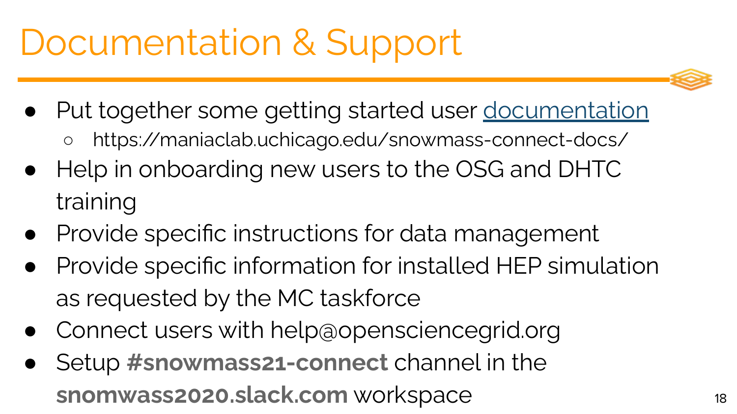# Documentation & Support

- Put together some getting started user documentation
  - https://maniaclab.uchicago.edu/snowmass-connect-docs/
- Help in onboarding new users to the OSG and DHTC training
- Provide specific instructions for data management
- Provide specific information for installed HEP simulation as requested by the MC taskforce
- Connect users with help@opensciencegrid.org
- Setup **#snowmass21-connect** channel in the **snomwass2020.slack.com** workspace